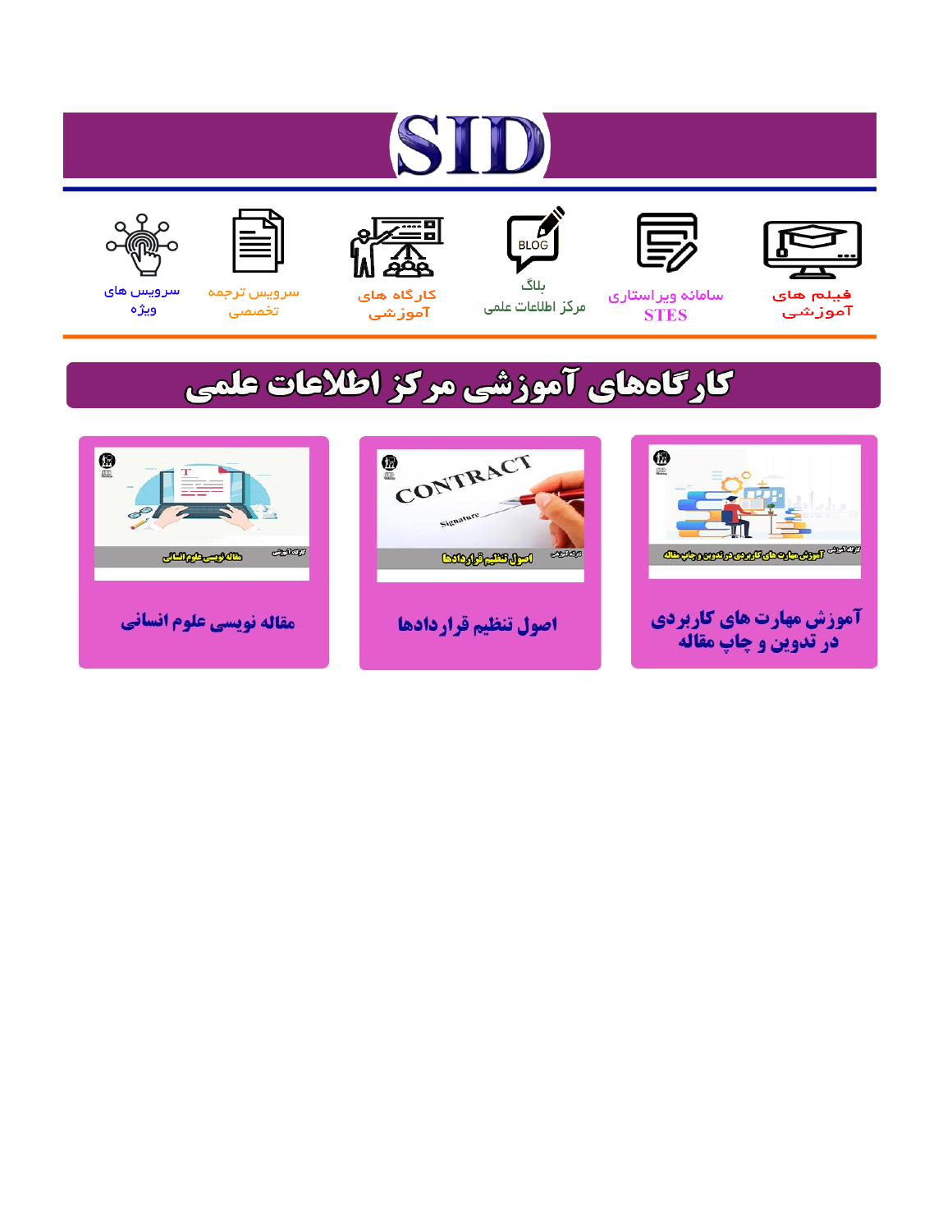# SID

فیلم های آموزشی

سامانه ویراستاری STES

بلاگ مرکز اطلاعات علمی

کارگاه های آموزشی

سرویس ترجمه تخصصی

سرویس های ویژه

## کارگاه‌های آموزشی مرکز اطلاعات علمی

آموزش مهارت های کاربردی در تدوین و چاپ مقاله

اصول تنظیم قراردادها

مقاله نویسی علوم انسانی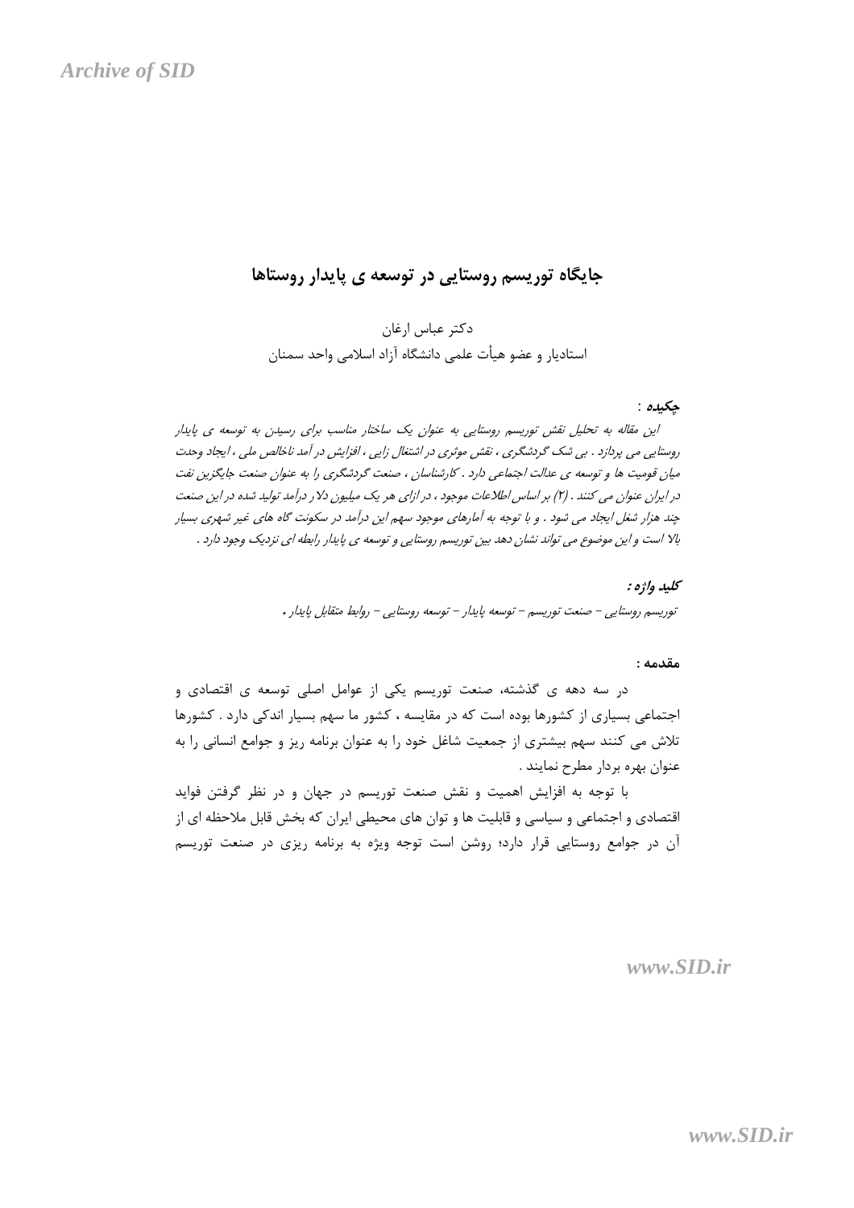## جایگاه توریسم روستایی در توسعه ی پایدار روستاها

دکتر عباس ارغان

استادیار و عضو هیأت علمی دانشگاه آزاد اسلامی واحد سمنان

**چکیده :**

*این مقاله به تحلیل نقش توریسم روستایی به عنوان یک ساختار مناسب برای رسیدن به توسعه ی پایدار روستایی می پردازد . بی شک گردشگری ، نقش موثری در اشتغال زایی ، افزایش در آمد ناخالص ملی ، ایجاد وحدت میان قومیت ها و توسعه ی عدالت اجتماعی دارد . کارشناسان ، صنعت گردشگری را به عنوان صنعت جایگزین نفت در ایران عنوان می کنند . (۲) بر اساس اطلاعات موجود ، در ازای هر یک میلیون دلار درآمد تولید شده در این صنعت چند هزار شغل ایجاد می شود . و با توجه به آمارهای موجود سهم این درآمد در سکونت گاه های غیر شهری بسیار بالا است و این موضوع می تواند نشان دهد بین توریسم روستایی و توسعه ی پایدار رابطه ای نزدیک وجود دارد .*

***کلید واژه :***

*توریسم روستایی – صنعت توریسم – توسعه پایدار – توسعه روستایی – روابط متقابل پایدار .*

**مقدمه :**

در سه دهه ی گذشته، صنعت توریسم یکی از عوامل اصلی توسعه ی اقتصادی و اجتماعی بسیاری از کشورها بوده است که در مقایسه ، کشور ما سهم بسیار اندکی دارد . کشورها تلاش می کنند سهم بیشتری از جمعیت شاغل خود را به عنوان برنامه ریز و جوامع انسانی را به عنوان بهره بردار مطرح نمایند .

با توجه به افزایش اهمیت و نقش صنعت توریسم در جهان و در نظر گرفتن فواید اقتصادی و اجتماعی و سیاسی و قابلیت ها و توان های محیطی ایران که بخش قابل ملاحظه ای از آن در جوامع روستایی قرار دارد؛ روشن است توجه ویژه به برنامه ریزی در صنعت توریسم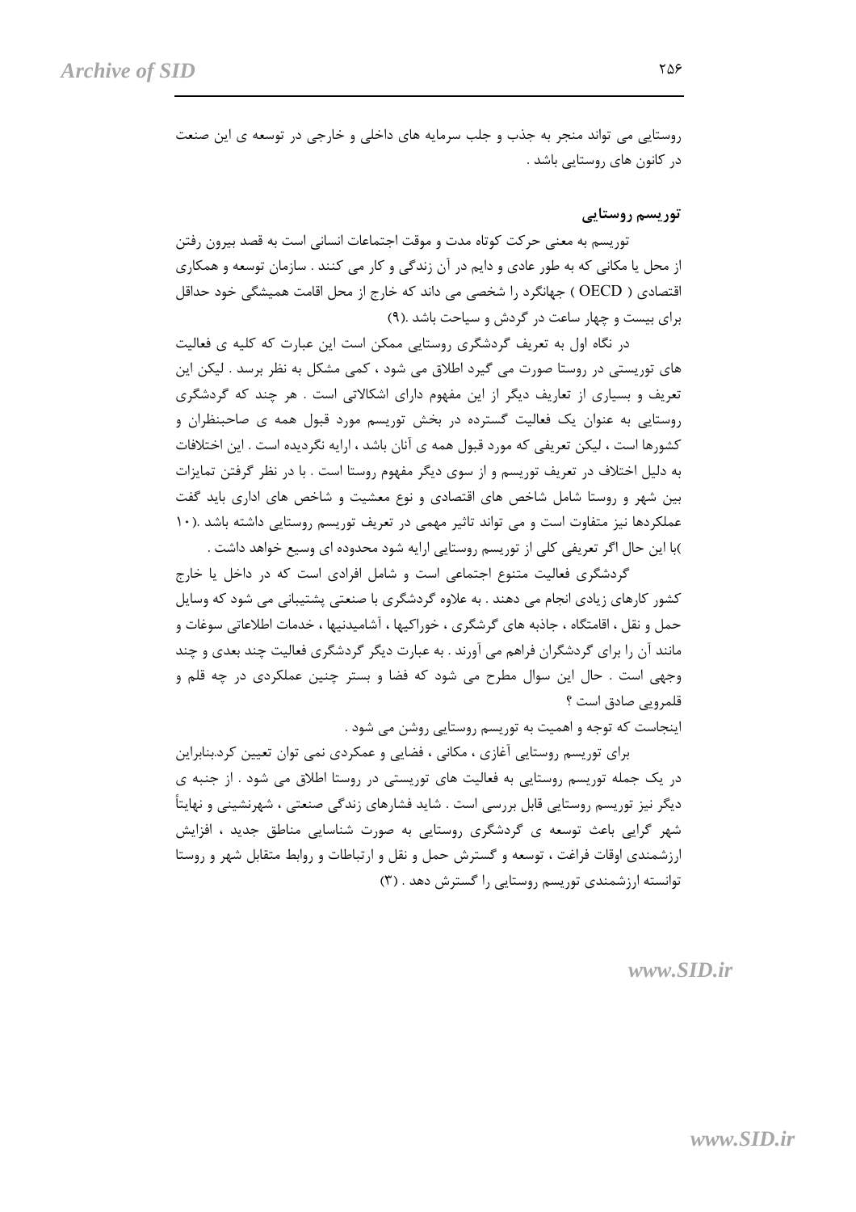روستایی می تواند منجر به جذب و جلب سرمایه های داخلی و خارجی در توسعه ی این صنعت در کانون های روستایی باشد .

## توریسم روستایی

توریسم به معنی حرکت کوتاه مدت و موقت اجتماعات انسانی است به قصد بیرون رفتن از محل یا مکانی که به طور عادی و دایم در آن زندگی و کار می کنند . سازمان توسعه و همکاری اقتصادی ( OECD ) جهانگرد را شخصی می داند که خارج از محل اقامت همیشگی خود حداقل برای بیست و چهار ساعت در گردش و سیاحت باشد .(۹)

در نگاه اول به تعریف گردشگری روستایی ممکن است این عبارت که کلیه ی فعالیت های توریستی در روستا صورت می گیرد اطلاق می شود ، کمی مشکل به نظر برسد . لیکن این تعریف و بسیاری از تعاریف دیگر از این مفهوم دارای اشکالاتی است . هر چند که گردشگری روستایی به عنوان یک فعالیت گسترده در بخش توریسم مورد قبول همه ی صاحبنظران و کشورها است ، لیکن تعریفی که مورد قبول همه ی آنان باشد ، ارایه نگردیده است . این اختلافات به دلیل اختلاف در تعریف توریسم و از سوی دیگر مفهوم روستا است . با در نظر گرفتن تمایزات بین شهر و روستا شامل شاخص های اقتصادی و نوع معشیت و شاخص های اداری باید گفت عملکردها نیز متفاوت است و می تواند تاثیر مهمی در تعریف توریسم روستایی داشته باشد .(۱۰ )با این حال اگر تعریفی کلی از توریسم روستایی ارایه شود محدوده ای وسیع خواهد داشت .

گردشگری فعالیت اجتماعی متنوع است و شامل افرادی است که در داخل یا خارج کشور کارهای زیادی انجام می دهند . به علاوه گردشگری با صنعتی پشتیبانی می شود که وسایل حمل و نقل ، اقامتگاه ، جاذبه های گرشگری ، خوراکیها ، آشامیدنیها ، خدمات اطلاعاتی سوغات و مانند آن را برای گردشگران فراهم می آورند . به عبارت دیگر گردشگری فعالیت چند بعدی و چند وجهی است . حال این سوال مطرح می شود که فضا و بستر چنین عملکردی در چه قلم و قلمرویی صادق است ؟

اینجاست که توجه و اهمیت به توریسم روستایی روشن می شود .

برای توریسم روستایی آغازی ، مکانی ، فضایی و عمکردی نمی توان تعیین کرد.بنابراین در یک جمله توریسم روستایی به فعالیت های توریستی در روستا اطلاق می شود . از جنبه ی دیگر نیز توریسم روستایی قابل بررسی است . شاید فشارهای زندگی صنعتی ، شهرنشینی و نهایتاً شهر گرایی باعث توسعه ی گردشگری روستایی به صورت شناسایی مناطق جدید ، افزایش ارزشمندی اوقات فراغت ، توسعه و گسترش حمل و نقل و ارتباطات و روابط متقابل شهر و روستا توانسته ارزشمندی توریسم روستایی را گسترش دهد . (۳)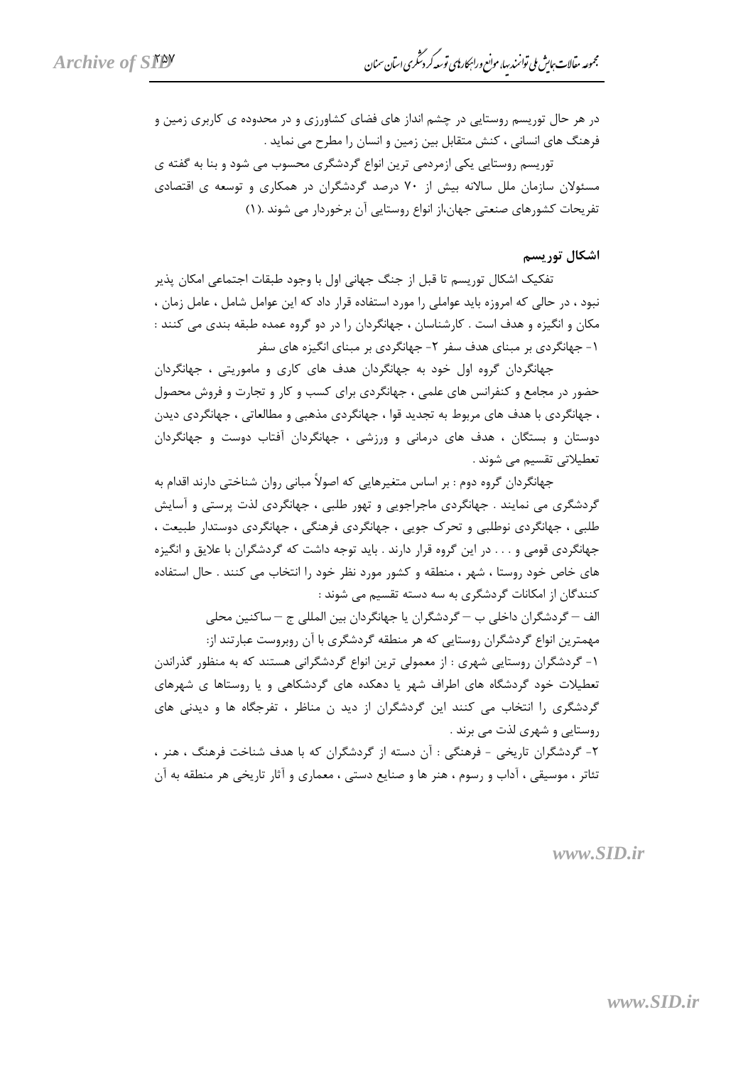در هر حال توریسم روستایی در چشم انداز های فضای کشاورزی و در محدوده ی کاربری زمین و فرهنگ های انسانی ، کنش متقابل بین زمین و انسان را مطرح می نماید .

توریسم روستایی یکی ازمردمی ترین انواع گردشگری محسوب می شود و بنا به گفته ی مسئولان سازمان ملل سالانه بیش از ۷۰ درصد گردشگران در همکاری و توسعه ی اقتصادی تفریحات کشورهای صنعتی جهان،از انواع روستایی آن برخوردار می شوند .(۱)

**اشکال توریسم**

تفکیک اشکال توریسم تا قبل از جنگ جهانی اول با وجود طبقات اجتماعی امکان پذیر نبود ، در حالی که امروزه باید عواملی را مورد استفاده قرار داد که این عوامل شامل ، عامل زمان ، مکان و انگیزه و هدف است . کارشناسان ، جهانگردان را در دو گروه عمده طبقه بندی می کنند :

۱- جهانگردی بر مبنای هدف سفر ۲- جهانگردی بر مبنای انگیزه های سفر

جهانگردان گروه اول خود به جهانگردان هدف های کاری و ماموریتی ، جهانگردان حضور در مجامع و کنفرانس های علمی ، جهانگردی برای کسب و کار و تجارت و فروش محصول ، جهانگردی با هدف های مربوط به تجدید قوا ، جهانگردی مذهبی و مطالعاتی ، جهانگردی دیدن دوستان و بستگان ، هدف های درمانی و ورزشی ، جهانگردان آفتاب دوست و جهانگردان تعطیلاتی تقسیم می شوند .

جهانگردان گروه دوم : بر اساس متغیرهایی که اصولاً مبانی روان شناختی دارند اقدام به گردشگری می نمایند . جهانگردی ماجراجویی و تهور طلبی ، جهانگردی لذت پرستی و آسایش طلبی ، جهانگردی نوطلبی و تحرک جویی ، جهانگردی فرهنگی ، جهانگردی دوستدار طبیعت ، جهانگردی قومی و . . . در این گروه قرار دارند . باید توجه داشت که گردشگران با علایق و انگیزه های خاص خود روستا ، شهر ، منطقه و کشور مورد نظر خود را انتخاب می کنند . حال استفاده کنندگان از امکانات گردشگری به سه دسته تقسیم می شوند :

الف – گردشگران داخلی ب – گردشگران یا جهانگردان بین المللی ج – ساکنین محلی

مهمترین انواع گردشگران روستایی که هر منطقه گردشگری با آن روبروست عبارتند از:

۱- گردشگران روستایی شهری : از معمولی ترین انواع گردشگرانی هستند که به منظور گذراندن تعطیلات خود گردشگاه های اطراف شهر یا دهکده های گردشکاهی و یا روستاها ی شهرهای گردشگری را انتخاب می کنند این گردشگران از دید ن مناظر ، تفرجگاه ها و دیدنی های روستایی و شهری لذت می برند .

۲- گردشگران تاریخی - فرهنگی : آن دسته از گردشگران که با هدف شناخت فرهنگ ، هنر ، تئاتر ، موسیقی ، آداب و رسوم ، هنر ها و صنایع دستی ، معماری و آثار تاریخی هر منطقه به آن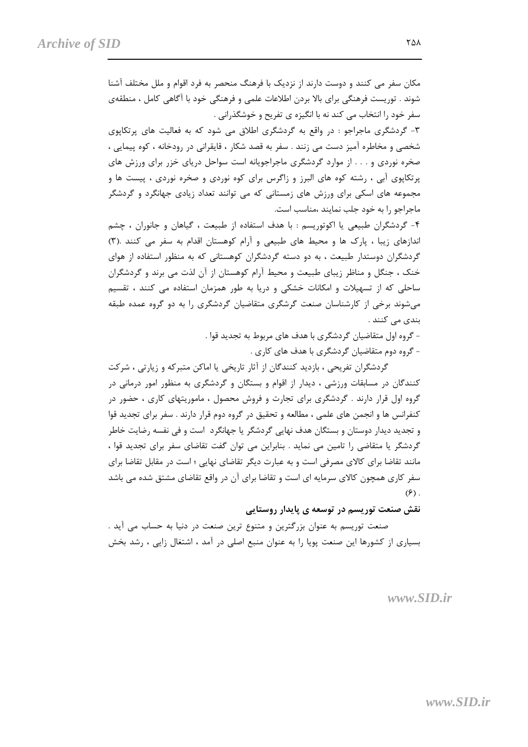مکان سفر می کنند و دوست دارند از نزدیک با فرهنگ منحصر به فرد اقوام و ملل مختلف آشنا شوند . توریست فرهنگی برای بالا بردن اطلاعات علمی و فرهنگی خود با آگاهی کامل ، منطقه‌ی سفر خود را انتخاب می کند نه با انگیزه ی تفریح و خوشگذرانی .

۳- گردشگری ماجراجو : در واقع به گردشگری اطلاق می شود که به فعالیت های پرتکاپوی شخصی و مخاطره آمیز دست می زنند . سفر به قصد شکار ، قایقرانی در رودخانه ، کوه پیمایی ، صخره نوردی و . . . از موارد گردشگری ماجراجویانه است سواحل دریای خزر برای ورزش های پرتکاپوی آبی ، رشته کوه های البرز و زاگرس برای کوه نوردی و صخره نوردی ، پیست ها و مجموعه های اسکی برای ورزش های زمستانی که می توانند تعداد زیادی جهانگرد و گردشگر ماجراجو را به خود جلب نمایند ،مناسب است.

۴- گردشگران طبیعی یا اکوتوریسم : با هدف استفاده از طبیعت ، گیاهان و جانوران ، چشم اندازهای زیبا ، پارک ها و محیط های طبیعی و آرام کوهستان اقدام به سفر می کنند .(۳) گردشگران دوستدار طبیعت ، به دو دسته گردشگران کوهستانی که به منظور استفاده از هوای خنک ، جنگل و مناظر زیبای طبیعت و محیط آرام کوهستان از آن لذت می برند و گردشگران ساحلی که از تسهیلات و امکانات خشکی و دریا به طور همزمان استفاده می کنند ، تقسیم می‌شوند برخی از کارشناسان صنعت گرشگری متقاضیان گردشگری را به دو گروه عمده طبقه بندی می کنند .

- گروه اول متقاضیان گردشگری با هدف های مربوط به تجدید قوا .
- گروه دوم متقاضیان گردشگری با هدف های کاری .

گردشگران تفریحی ، بازدید کنندگان از آثار تاریخی یا اماکن متبرکه و زیارتی ، شرکت کنندگان در مسابقات ورزشی ، دیدار از اقوام و بستگان و گردشگری به منظور امور درمانی در گروه اول قرار دارند . گردشگری برای تجارت و فروش محصول ، ماموریتهای کاری ، حضور در کنفرانس ها و انجمن های علمی ، مطالعه و تحقیق در گروه دوم قرار دارند . سفر برای تجدید قوا و تجدید دیدار دوستان و بستگان هدف نهایی گردشگر یا جهانگرد است و فی نفسه رضایت خاطر گردشگر یا متقاضی را تامین می نماید . بنابراین می توان گفت تقاضای سفر برای تجدید قوا ، مانند تقاضا برای کالای مصرفی است و به عبارت دیگر تقاضای نهایی ؛ است در مقابل تقاضا برای سفر کاری همچون کالای سرمایه ای است و تقاضا برای آن در واقع تقاضای مشتق شده می باشد (۶) .

### نقش صنعت توریسم در توسعه ی پایدار روستایی

صنعت توریسم به عنوان بزرگترین و متنوع ترین صنعت در دنیا به حساب می آید . بسیاری از کشورها این صنعت پویا را به عنوان منبع اصلی در آمد ، اشتغال زایی ، رشد بخش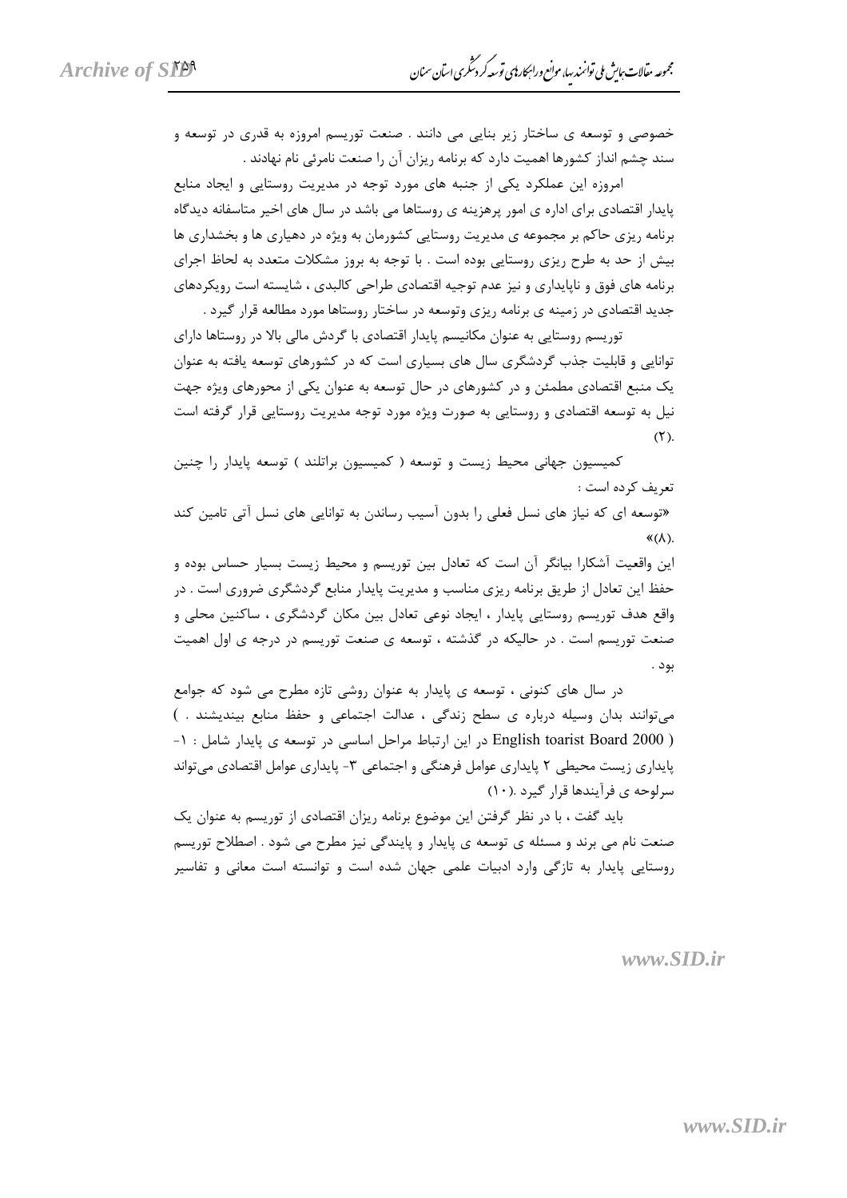خصوصی و توسعه ی ساختار زیر بنایی می دانند . صنعت توریسم امروزه به قدری در توسعه و سند چشم انداز کشورها اهمیت دارد که برنامه ریزان آن را صنعت نامرئی نام نهادند .

امروزه این عملکرد یکی از جنبه های مورد توجه در مدیریت روستایی و ایجاد منابع پایدار اقتصادی برای اداره ی امور پرهزینه ی روستاها می باشد در سال های اخیر متاسفانه دیدگاه برنامه ریزی حاکم بر مجموعه ی مدیریت روستایی کشورمان به ویژه در دهیاری ها و بخشداری ها بیش از حد به طرح ریزی روستایی بوده است . با توجه به بروز مشکلات متعدد به لحاظ اجرای برنامه های فوق و ناپایداری و نیز عدم توجیه اقتصادی طراحی کالبدی ، شایسته است رویکردهای جدید اقتصادی در زمینه ی برنامه ریزی وتوسعه در ساختار روستاها مورد مطالعه قرار گیرد .

توریسم روستایی به عنوان مکانیسم پایدار اقتصادی با گردش مالی بالا در روستاها دارای توانایی و قابلیت جذب گردشگری سال های بسیاری است که در کشورهای توسعه یافته به عنوان یک منبع اقتصادی مطمئن و در کشورهای در حال توسعه به عنوان یکی از محورهای ویژه جهت نیل به توسعه اقتصادی و روستایی به صورت ویژه مورد توجه مدیریت روستایی قرار گرفته است (۲).

کمیسیون جهانی محیط زیست و توسعه ( کمیسیون براتلند ) توسعه پایدار را چنین تعریف کرده است :

«توسعه ای که نیاز های نسل فعلی را بدون آسیب رساندن به توانایی های نسل آتی تامین کند «(۸).

این واقعیت آشکارا بیانگر آن است که تعادل بین توریسم و محیط زیست بسیار حساس بوده و حفظ این تعادل از طریق برنامه ریزی مناسب و مدیریت پایدار منابع گردشگری ضروری است . در واقع هدف توریسم روستایی پایدار ، ایجاد نوعی تعادل بین مکان گردشگری ، ساکنین محلی و صنعت توریسم است . در حالیکه در گذشته ، توسعه ی صنعت توریسم در درجه ی اول اهمیت بود .

در سال های کنونی ، توسعه ی پایدار به عنوان روشی تازه مطرح می شود که جوامع می‌توانند بدان وسیله درباره ی سطح زندگی ، عدالت اجتماعی و حفظ منابع بیندیشند . ) ( English toarist Board 2000 در این ارتباط مراحل اساسی در توسعه ی پایدار شامل : ۱- پایداری زیست محیطی ۲ پایداری عوامل فرهنگی و اجتماعی ۳- پایداری عوامل اقتصادی می‌تواند سرلوحه ی فرآیندها قرار گیرد .(۱۰)

باید گفت ، با در نظر گرفتن این موضوع برنامه ریزان اقتصادی از توریسم به عنوان یک صنعت نام می برند و مسئله ی توسعه ی پایدار و پایندگی نیز مطرح می شود . اصطلاح توریسم روستایی پایدار به تازگی وارد ادبیات علمی جهان شده است و توانسته است معانی و تفاسیر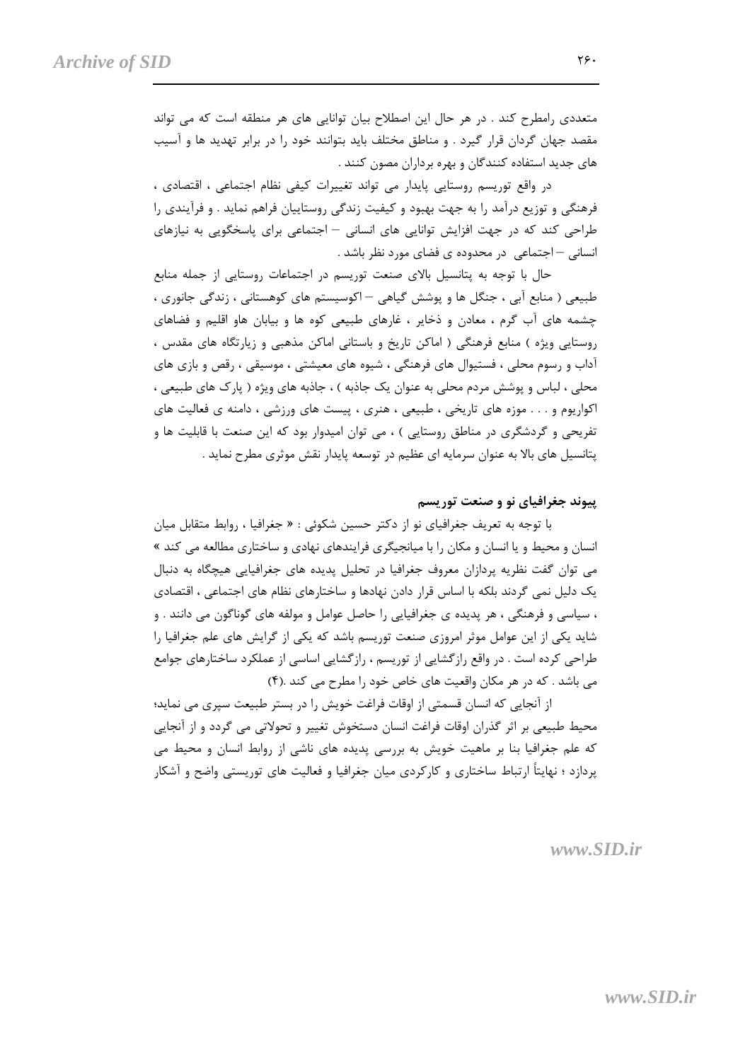متعددی رامطرح کند . در هر حال این اصطلاح بیان توانایی های هر منطقه است که می تواند مقصد جهان گردان قرار گیرد . و مناطق مختلف باید بتوانند خود را در برابر تهدید ها و آسیب های جدید استفاده کنندگان و بهره برداران مصون کنند .

در واقع توریسم روستایی پایدار می تواند تغییرات کیفی نظام اجتماعی ، اقتصادی ، فرهنگی و توزیع درآمد را به جهت بهبود و کیفیت زندگی روستاییان فراهم نماید . و فرآیندی را طراحی کند که در جهت افزایش توانایی های انسانی – اجتماعی برای پاسخگویی به نیازهای انسانی – اجتماعی در محدوده ی فضای مورد نظر باشد .

حال با توجه به پتانسیل بالای صنعت توریسم در اجتماعات روستایی از جمله منابع طبیعی ( منابع آبی ، جنگل ها و پوشش گیاهی – اکوسیستم های کوهستانی ، زندگی جانوری ، چشمه های آب گرم ، معادن و ذخایر ، غارهای طبیعی کوه ها و بیابان هاو اقلیم و فضاهای روستایی ویژه ) منابع فرهنگی ( اماکن تاریخ و باستانی اماکن مذهبی و زیارتگاه های مقدس ، آداب و رسوم محلی ، فستیوال های فرهنگی ، شیوه های معیشتی ، موسیقی ، رقص و بازی های محلی ، لباس و پوشش مردم محلی به عنوان یک جاذبه ) ، جاذبه های ویژه ( پارک های طبیعی ، اکواریوم و . . . موزه های تاریخی ، طبیعی ، هنری ، پیست های ورزشی ، دامنه ی فعالیت های تفریحی و گردشگری در مناطق روستایی ) ، می توان امیدوار بود که این صنعت با قابلیت ها و پتانسیل های بالا به عنوان سرمایه ای عظیم در توسعه پایدار نقش موثری مطرح نماید .

### پیوند جغرافیای نو و صنعت توریسم

با توجه به تعریف جغرافیای نو از دکتر حسین شکوئی : « جغرافیا ، روابط متقابل میان انسان و محیط و یا انسان و مکان را با میانجیگری فرایندهای نهادی و ساختاری مطالعه می کند » می توان گفت نظریه پردازان معروف جغرافیا در تحلیل پدیده های جغرافیایی هیچگاه به دنبال یک دلیل نمی گردند بلکه با اساس قرار دادن نهادها و ساختارهای نظام های اجتماعی ، اقتصادی ، سیاسی و فرهنگی ، هر پدیده ی جغرافیایی را حاصل عوامل و مولفه های گوناگون می دانند . و شاید یکی از این عوامل موثر امروزی صنعت توریسم باشد که یکی از گرایش های علم جغرافیا را طراحی کرده است . در واقع رازگشایی از توریسم ، رازگشایی اساسی از عملکرد ساختارهای جوامع می باشد . که در هر مکان واقعیت های خاص خود را مطرح می کند .(۴)

از آنجایی که انسان قسمتی از اوقات فراغت خویش را در بستر طبیعت سپری می نماید؛ محیط طبیعی بر اثر گذران اوقات فراغت انسان دستخوش تغییر و تحولاتی می گردد و از آنجایی که علم جغرافیا بنا بر ماهیت خویش به بررسی پدیده های ناشی از روابط انسان و محیط می پردازد ؛ نهایتاً ارتباط ساختاری و کارکردی میان جغرافیا و فعالیت های توریستی واضح و آشکار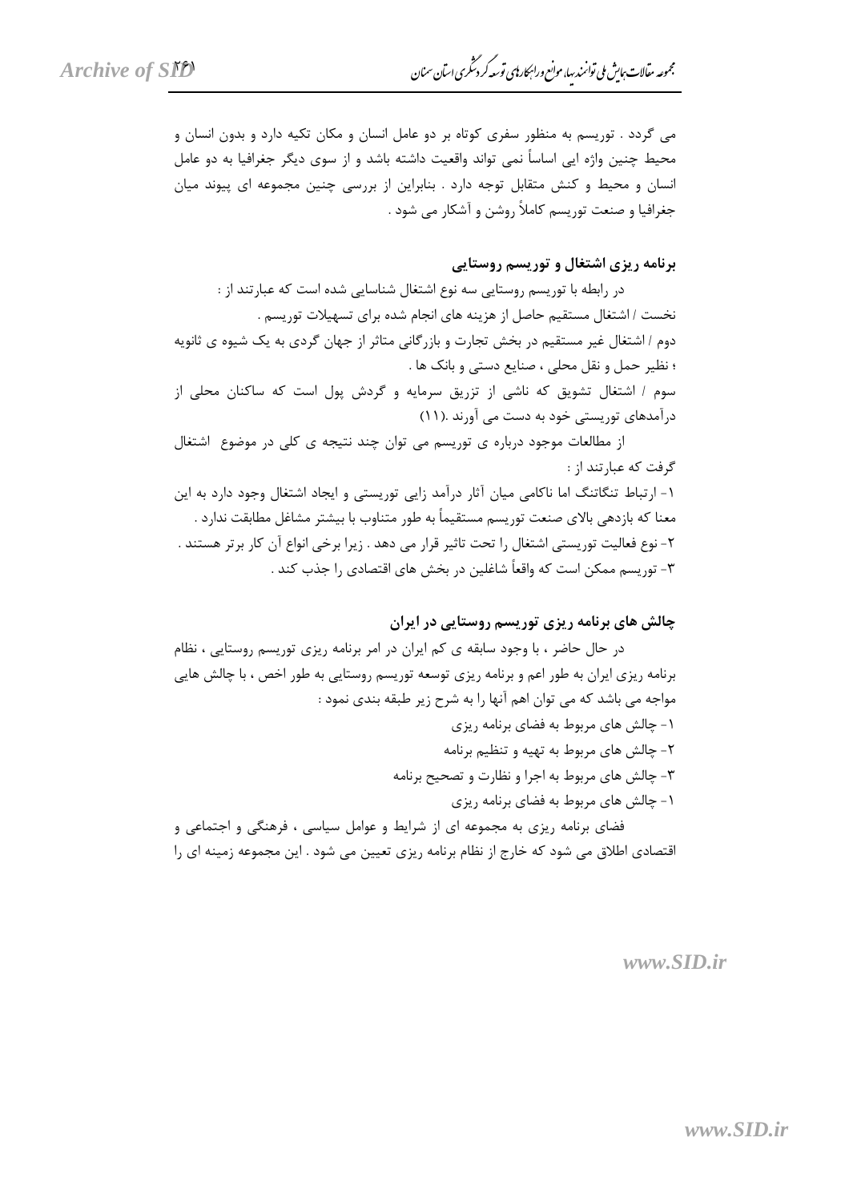می گردد . توریسم به منظور سفری کوتاه بر دو عامل انسان و مکان تکیه دارد و بدون انسان و محیط چنین واژه ایی اساساً نمی تواند واقعیت داشته باشد و از سوی دیگر جغرافیا به دو عامل انسان و محیط و کنش متقابل توجه دارد . بنابراین از بررسی چنین مجموعه ای پیوند میان جغرافیا و صنعت توریسم کاملاً روشن و آشکار می شود .

### برنامه ریزی اشتغال و توریسم روستایی

در رابطه با توریسم روستایی سه نوع اشتغال شناسایی شده است که عبارتند از :

نخست / اشتغال مستقیم حاصل از هزینه های انجام شده برای تسهیلات توریسم .

دوم / اشتغال غیر مستقیم در بخش تجارت و بازرگانی متاثر از جهان گردی به یک شیوه ی ثانویه ؛ نظیر حمل و نقل محلی ، صنایع دستی و بانک ها .

سوم / اشتغال تشویق که ناشی از تزریق سرمایه و گردش پول است که ساکنان محلی از درآمدهای توریستی خود به دست می آورند .(۱۱)

از مطالعات موجود درباره ی توریسم می توان چند نتیجه ی کلی در موضوع اشتغال گرفت که عبارتند از :

۱- ارتباط تنگاتنگ اما ناکامی میان آثار درآمد زایی توریستی و ایجاد اشتغال وجود دارد به این معنا که بازدهی بالای صنعت توریسم مستقیماً به طور متناوب با بیشتر مشاغل مطابقت ندارد .

۲- نوع فعالیت توریستی اشتغال را تحت تاثیر قرار می دهد . زیرا برخی انواع آن کار برتر هستند .

۳- توریسم ممکن است که واقعاً شاغلین در بخش های اقتصادی را جذب کند .

### چالش های برنامه ریزی توریسم روستایی در ایران

در حال حاضر ، با وجود سابقه ی کم ایران در امر برنامه ریزی توریسم روستایی ، نظام برنامه ریزی ایران به طور اعم و برنامه ریزی توسعه توریسم روستایی به طور اخص ، با چالش هایی مواجه می باشد که می توان اهم آنها را به شرح زیر طبقه بندی نمود :

۱- چالش های مربوط به فضای برنامه ریزی

۲- چالش های مربوط به تهیه و تنظیم برنامه

۳- چالش های مربوط به اجرا و نظارت و تصحیح برنامه

۱- چالش های مربوط به فضای برنامه ریزی

فضای برنامه ریزی به مجموعه ای از شرایط و عوامل سیاسی ، فرهنگی و اجتماعی و اقتصادی اطلاق می شود که خارج از نظام برنامه ریزی تعیین می شود . این مجموعه زمینه ای را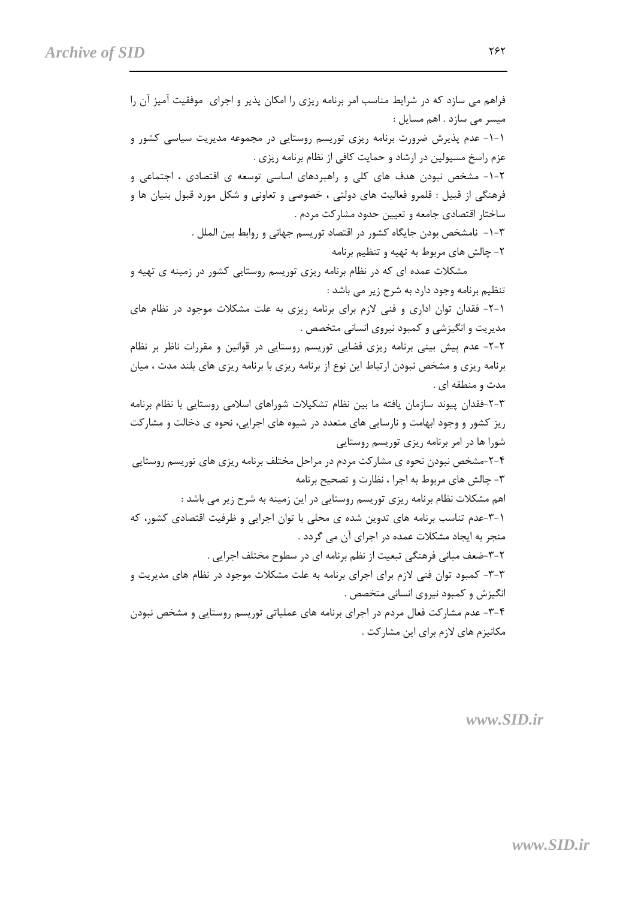فراهم می سازد که در شرایط مناسب امر برنامه ریزی را امکان پذیر و اجرای موفقیت آمیز آن را میسر می سازد . اهم مسایل :

۱-۱- عدم پذیرش ضرورت برنامه ریزی توریسم روستایی در مجموعه مدیریت سیاسی کشور و عزم راسخ مسیولین در ارشاد و حمایت کافی از نظام برنامه ریزی .

۱-۲- مشخص نبودن هدف های کلی و راهبردهای اساسی توسعه ی اقتصادی ، اجتماعی و فرهنگی از قبیل : قلمرو فعالیت های دولتی ، خصوصی و تعاونی و شکل مورد قبول بنیان ها و ساختار اقتصادی جامعه و تعیین حدود مشارکت مردم .

۱-۳- نامشخص بودن جایگاه کشور در اقتصاد توریسم جهانی و روابط بین الملل .

۲- چالش های مربوط به تهیه و تنظیم برنامه

مشکلات عمده ای که در نظام برنامه ریزی توریسم روستایی کشور در زمینه ی تهیه و تنظیم برنامه وجود دارد به شرح زیر می باشد :

۲-۱- فقدان توان اداری و فنی لازم برای برنامه ریزی به علت مشکلات موجود در نظام های مدیریت و انگیزشی و کمبود نیروی انسانی متخصص .

۲-۲- عدم پیش بینی برنامه ریزی فضایی توریسم روستایی در قوانین و مقررات ناظر بر نظام برنامه ریزی و مشخص نبودن ارتباط این نوع از برنامه ریزی با برنامه ریزی های بلند مدت ، میان مدت و منطقه ای .

۲-۳-فقدان پیوند سازمان یافته ما بین نظام تشکیلات شوراهای اسلامی روستایی با نظام برنامه ریز کشور و وجود ابهامت و نارسایی های متعدد در شیوه های اجرایی، نحوه ی دخالت و مشارکت شورا ها در امر برنامه ریزی توریسم روستایی

۲-۴-مشخص نبودن نحوه ی مشارکت مردم در مراحل مختلف برنامه ریزی های توریسم روستایی

۳- چالش های مربوط به اجرا ، نظارت و تصحیح برنامه

اهم مشکلات نظام برنامه ریزی توریسم روستایی در این زمینه به شرح زیر می باشد :

۳-۱-عدم تناسب برنامه های تدوین شده ی محلی با توان اجرایی و ظرفیت اقتصادی کشور، که منجر به ایجاد مشکلات عمده در اجرای آن می گردد .

۳-۲-ضعف مبانی فرهنگی تبعیت از نظم برنامه ای در سطوح مختلف اجرایی .

۳-۳- کمبود توان فنی لازم برای اجرای برنامه به علت مشکلات موجود در نظام های مدیریت و انگیزش و کمبود نیروی انسانی متخصص .

۳-۴- عدم مشارکت فعال مردم در اجرای برنامه های عملیاتی توریسم روستایی و مشخص نبودن مکانیزم های لازم برای این مشارکت .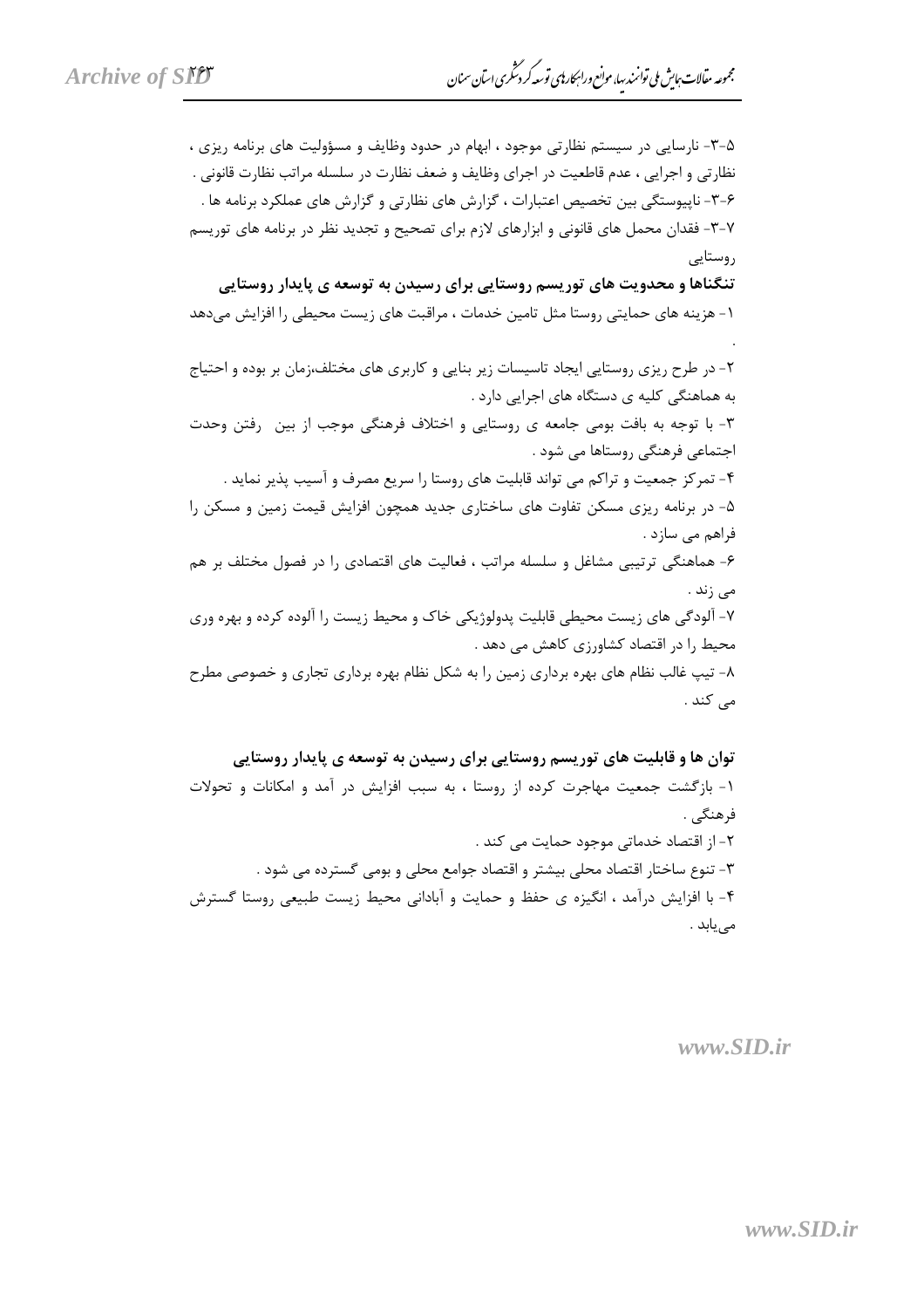۵-۳- نارسایی در سیستم نظارتی موجود ، ابهام در حدود وظایف و مسؤولیت های برنامه ریزی ، نظارتی و اجرایی ، عدم قاطعیت در اجرای وظایف و ضعف نظارت در سلسله مراتب نظارت قانونی .

۶-۳- ناپیوستگی بین تخصیص اعتبارات ، گزارش های نظارتی و گزارش های عملکرد برنامه ها .

۷-۳- فقدان محمل های قانونی و ابزارهای لازم برای تصحیح و تجدید نظر در برنامه های توریسم روستایی

**تنگناها و محدویت های توریسم روستایی برای رسیدن به توسعه ی پایدار روستایی**

۱- هزینه های حمایتی روستا مثل تامین خدمات ، مراقبت های زیست محیطی را افزایش می‌دهد .

۲- در طرح ریزی روستایی ایجاد تاسیسات زیر بنایی و کاربری های مختلف،زمان بر بوده و احتیاج به هماهنگی کلیه ی دستگاه های اجرایی دارد .

۳- با توجه به بافت بومی جامعه ی روستایی و اختلاف فرهنگی موجب از بین رفتن وحدت اجتماعی فرهنگی روستاها می شود .

۴- تمرکز جمعیت و تراکم می تواند قابلیت های روستا را سریع مصرف و آسیب پذیر نماید .

۵- در برنامه ریزی مسکن تفاوت های ساختاری جدید همچون افزایش قیمت زمین و مسکن را فراهم می سازد .

۶- هماهنگی ترتیبی مشاغل و سلسله مراتب ، فعالیت های اقتصادی را در فصول مختلف بر هم می زند .

۷- آلودگی های زیست محیطی قابلیت پدولوژیکی خاک و محیط زیست را آلوده کرده و بهره وری محیط را در اقتصاد کشاورزی کاهش می دهد .

۸- تیپ غالب نظام های بهره برداری زمین را به شکل نظام بهره برداری تجاری و خصوصی مطرح می کند .

**توان ها و قابلیت های توریسم روستایی برای رسیدن به توسعه ی پایدار روستایی**

۱- بازگشت جمعیت مهاجرت کرده از روستا ، به سبب افزایش در آمد و امکانات و تحولات فرهنگی .

۲- از اقتصاد خدماتی موجود حمایت می کند .

۳- تنوع ساختار اقتصاد محلی بیشتر و اقتصاد جوامع محلی و بومی گسترده می شود .

۴- با افزایش درآمد ، انگیزه ی حفظ و حمایت و آبادانی محیط زیست طبیعی روستا گسترش می‌یابد .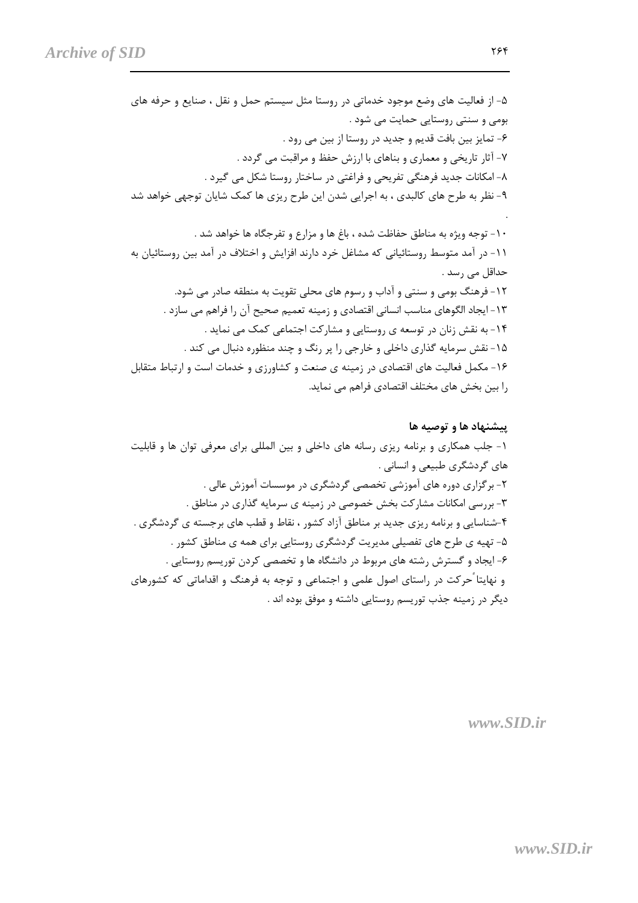۵- از فعالیت های وضع موجود خدماتی در روستا مثل سیستم حمل و نقل ، صنایع و حرفه های بومی و سنتی روستایی حمایت می شود .

۶- تمایز بین بافت قدیم و جدید در روستا از بین می رود .

۷- آثار تاریخی و معماری و بناهای با ارزش حفظ و مراقبت می گردد .

۸- امکانات جدید فرهنگی تفریحی و فراغتی در ساختار روستا شکل می گیرد .

۹- نظر به طرح های کالبدی ، به اجرایی شدن این طرح ریزی ها کمک شایان توجهی خواهد شد .

۱۰- توجه ویژه به مناطق حفاظت شده ، باغ ها و مزارع و تفرجگاه ها خواهد شد .

۱۱- در آمد متوسط روستائیانی که مشاغل خرد دارند افزایش و اختلاف در آمد بین روستائیان به حداقل می رسد .

۱۲- فرهنگ بومی و سنتی و آداب و رسوم های محلی تقویت به منطقه صادر می شود.

۱۳- ایجاد الگوهای مناسب انسانی اقتصادی و زمینه تعمیم صحیح آن را فراهم می سازد .

۱۴- به نقش زنان در توسعه ی روستایی و مشارکت اجتماعی کمک می نماید .

۱۵- نقش سرمایه گذاری داخلی و خارجی را پر رنگ و چند منظوره دنبال می کند .

۱۶- مکمل فعالیت های اقتصادی در زمینه ی صنعت و کشاورزی و خدمات است و ارتباط متقابل را بین بخش های مختلف اقتصادی فراهم می نماید.

**پیشنهاد ها و توصیه ها**

۱- جلب همکاری و برنامه ریزی رسانه های داخلی و بین المللی برای معرفی توان ها و قابلیت های گردشگری طبیعی و انسانی .

۲- برگزاری دوره های آموزشی تخصصی گردشگری در موسسات آموزش عالی .

۳- بررسی امکانات مشارکت بخش خصوصی در زمینه ی سرمایه گذاری در مناطق .

۴-شناسایی و برنامه ریزی جدید بر مناطق آزاد کشور ، نقاط و قطب های برجسته ی گردشگری .

۵- تهیه ی طرح های تفصیلی مدیریت گردشگری روستایی برای همه ی مناطق کشور .

۶- ایجاد و گسترش رشته های مربوط در دانشگاه ها و تخصصی کردن توریسم روستایی .

و نهایتاً حرکت در راستای اصول علمی و اجتماعی و توجه به فرهنگ و اقداماتی که کشورهای دیگر در زمینه جذب توریسم روستایی داشته و موفق بوده اند .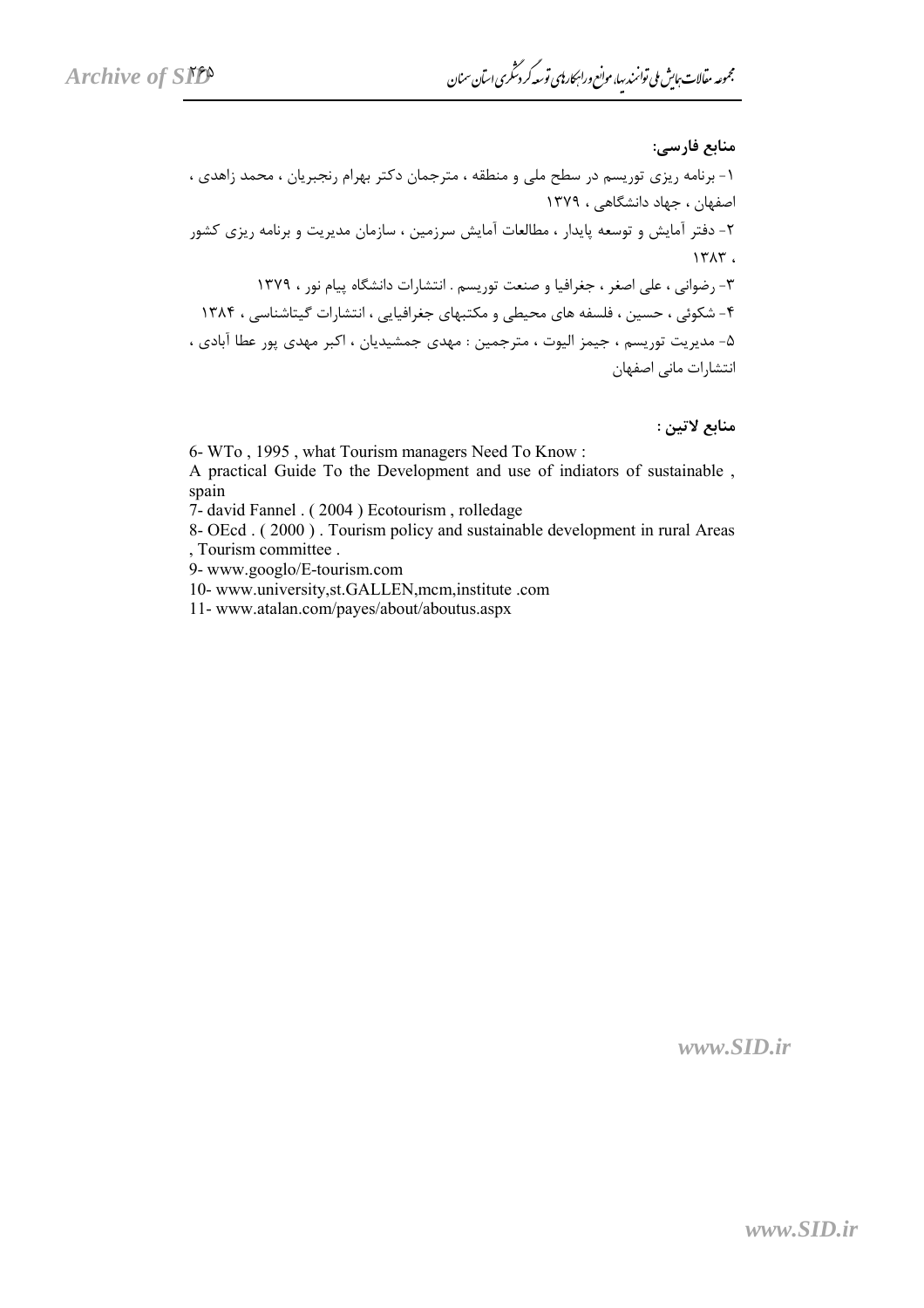**منابع فارسی:**

۱- برنامه ریزی توریسم در سطح ملی و منطقه ، مترجمان دکتر بهرام رنجبریان ، محمد زاهدی ، اصفهان ، جهاد دانشگاهی ، ۱۳۷۹

۲- دفتر آمایش و توسعه پایدار ، مطالعات آمایش سرزمین ، سازمان مدیریت و برنامه ریزی کشور ۱۳۸۳ ،

۳- رضوانی ، علی اصغر ، جغرافیا و صنعت توریسم . انتشارات دانشگاه پیام نور ، ۱۳۷۹

۴- شکوئی ، حسین ، فلسفه های محیطی و مکتبهای جغرافیایی ، انتشارات گیتاشناسی ، ۱۳۸۴

۵- مدیریت توریسم ، جیمز الیوت ، مترجمین : مهدی جمشیدیان ، اکبر مهدی پور عطا آبادی ، انتشارات مانی اصفهان

**منابع لاتین :**

6- WTo , 1995 , what Tourism managers Need To Know :
A practical Guide To the Development and use of indiators of sustainable , spain

7- david Fannel . ( 2004 ) Ecotourism , rolledage

8- OEcd . ( 2000 ) . Tourism policy and sustainable development in rural Areas , Tourism committee .

9- www.googlo/E-tourism.com

10- www.university,st.GALLEN,mcm,institute .com

11- www.atalan.com/payes/about/aboutus.aspx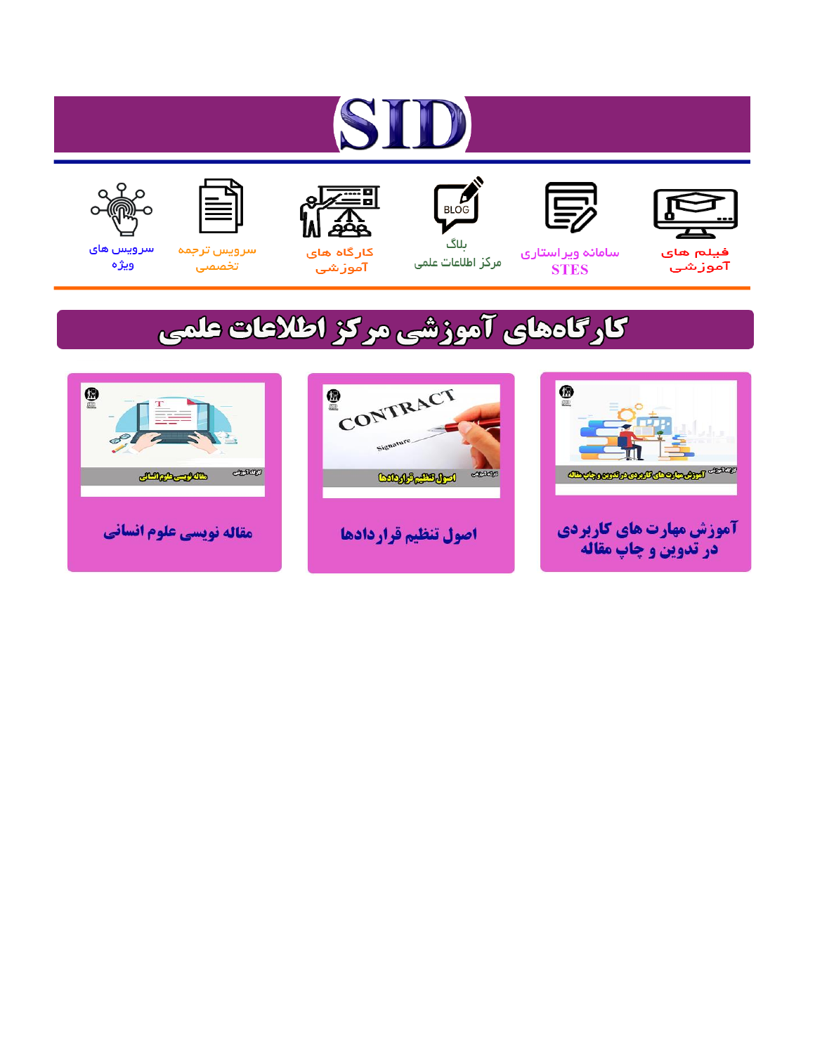# SID

فیلم های آموزشی

سامانه ویراستاری STES

بلاگ مرکز اطلاعات علمی

کارگاه های آموزشی

سرویس ترجمه تخصصی

سرویس های ویژه

## کارگاه‌های آموزشی مرکز اطلاعات علمی

آموزش مهارت های کاربردی در تدوین و چاپ مقاله

اصول تنظیم قراردادها

مقاله نویسی علوم انسانی